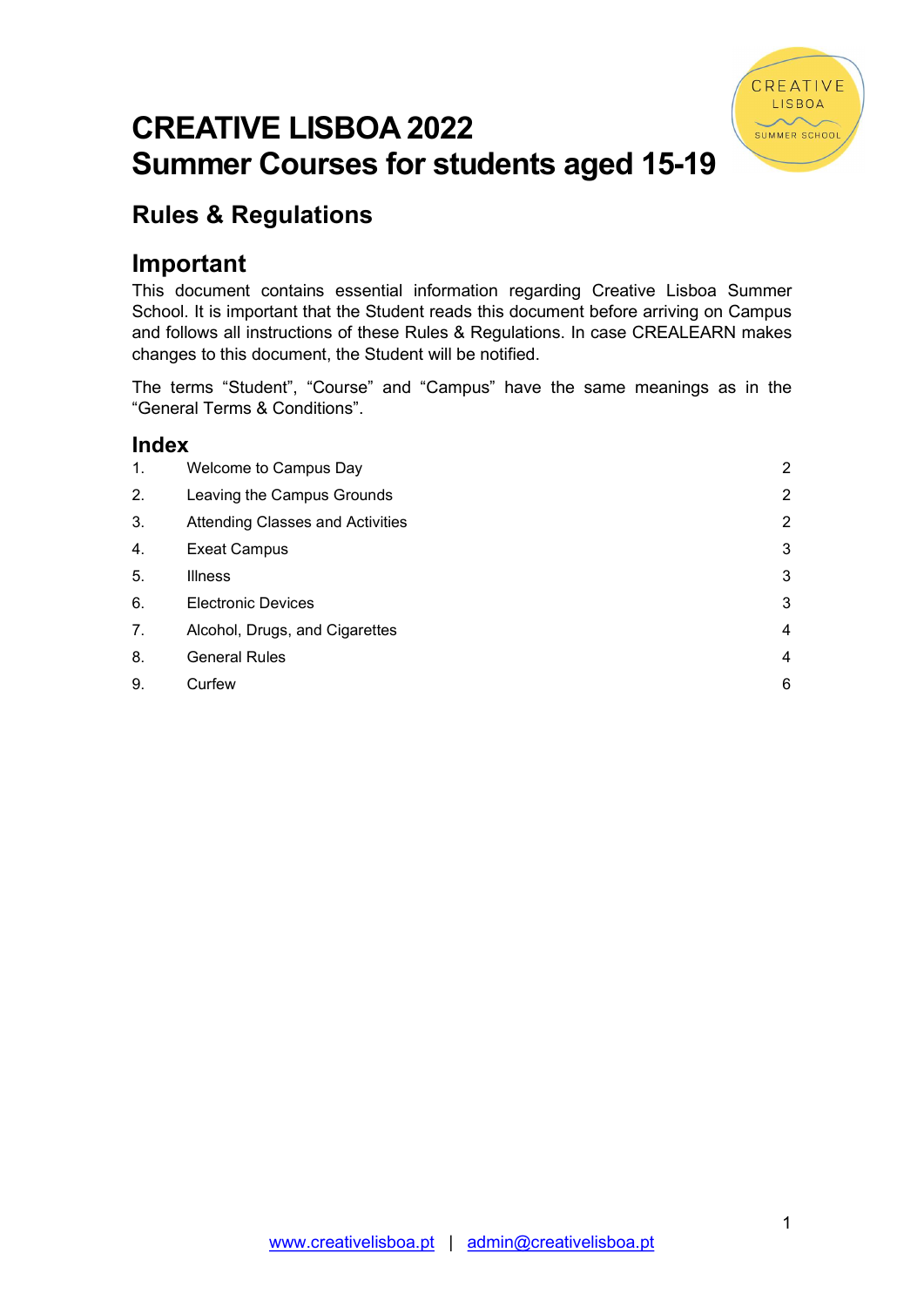# CREATIVE LISBOA 2022
# Summer Courses for students aged 15-19

## Rules & Regulations

## Important

This document contains essential information regarding Creative Lisboa Summer School. It is important that the Student reads this document before arriving on Campus and follows all instructions of these Rules & Regulations. In case CREALEARN makes changes to this document, the Student will be notified.

The terms “Student”, “Course” and “Campus” have the same meanings as in the “General Terms & Conditions”.

## Index

| | | |
|---|---|---|
| 1. | Welcome to Campus Day | 2 |
| 2. | Leaving the Campus Grounds | 2 |
| 3. | Attending Classes and Activities | 2 |
| 4. | Exeat Campus | 3 |
| 5. | Illness | 3 |
| 6. | Electronic Devices | 3 |
| 7. | Alcohol, Drugs, and Cigarettes | 4 |
| 8. | General Rules | 4 |
| 9. | Curfew | 6 |

www.creativelisboa.pt | admin@creativelisboa.pt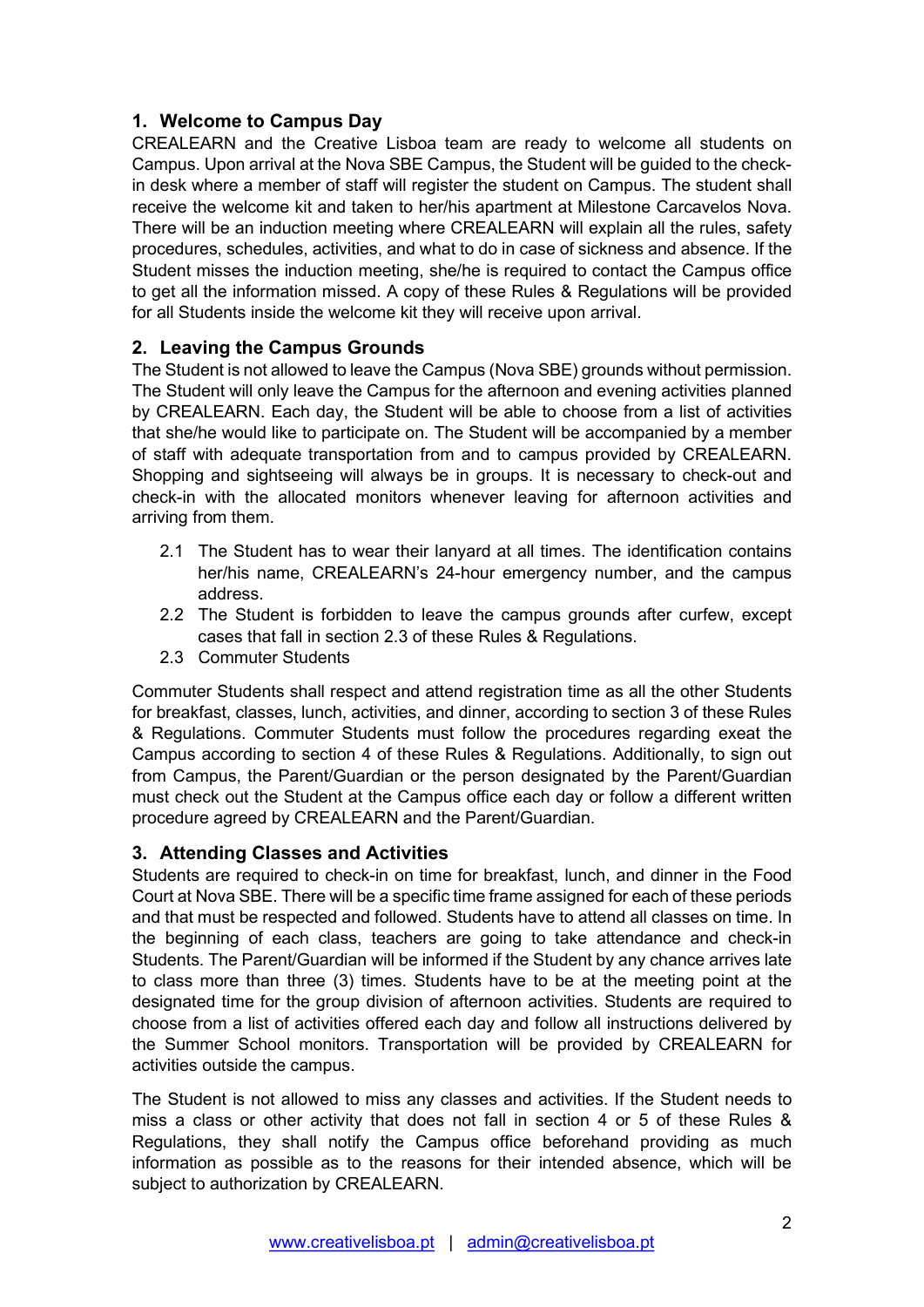## 1. Welcome to Campus Day

CREALEARN and the Creative Lisboa team are ready to welcome all students on Campus. Upon arrival at the Nova SBE Campus, the Student will be guided to the check-in desk where a member of staff will register the student on Campus. The student shall receive the welcome kit and taken to her/his apartment at Milestone Carcavelos Nova. There will be an induction meeting where CREALEARN will explain all the rules, safety procedures, schedules, activities, and what to do in case of sickness and absence. If the Student misses the induction meeting, she/he is required to contact the Campus office to get all the information missed. A copy of these Rules & Regulations will be provided for all Students inside the welcome kit they will receive upon arrival.

## 2. Leaving the Campus Grounds

The Student is not allowed to leave the Campus (Nova SBE) grounds without permission. The Student will only leave the Campus for the afternoon and evening activities planned by CREALEARN. Each day, the Student will be able to choose from a list of activities that she/he would like to participate on. The Student will be accompanied by a member of staff with adequate transportation from and to campus provided by CREALEARN. Shopping and sightseeing will always be in groups. It is necessary to check-out and check-in with the allocated monitors whenever leaving for afternoon activities and arriving from them.

2.1 The Student has to wear their lanyard at all times. The identification contains her/his name, CREALEARN's 24-hour emergency number, and the campus address.

2.2 The Student is forbidden to leave the campus grounds after curfew, except cases that fall in section 2.3 of these Rules & Regulations.

2.3 Commuter Students

Commuter Students shall respect and attend registration time as all the other Students for breakfast, classes, lunch, activities, and dinner, according to section 3 of these Rules & Regulations. Commuter Students must follow the procedures regarding exeat the Campus according to section 4 of these Rules & Regulations. Additionally, to sign out from Campus, the Parent/Guardian or the person designated by the Parent/Guardian must check out the Student at the Campus office each day or follow a different written procedure agreed by CREALEARN and the Parent/Guardian.

## 3. Attending Classes and Activities

Students are required to check-in on time for breakfast, lunch, and dinner in the Food Court at Nova SBE. There will be a specific time frame assigned for each of these periods and that must be respected and followed. Students have to attend all classes on time. In the beginning of each class, teachers are going to take attendance and check-in Students. The Parent/Guardian will be informed if the Student by any chance arrives late to class more than three (3) times. Students have to be at the meeting point at the designated time for the group division of afternoon activities. Students are required to choose from a list of activities offered each day and follow all instructions delivered by the Summer School monitors. Transportation will be provided by CREALEARN for activities outside the campus.

The Student is not allowed to miss any classes and activities. If the Student needs to miss a class or other activity that does not fall in section 4 or 5 of these Rules & Regulations, they shall notify the Campus office beforehand providing as much information as possible as to the reasons for their intended absence, which will be subject to authorization by CREALEARN.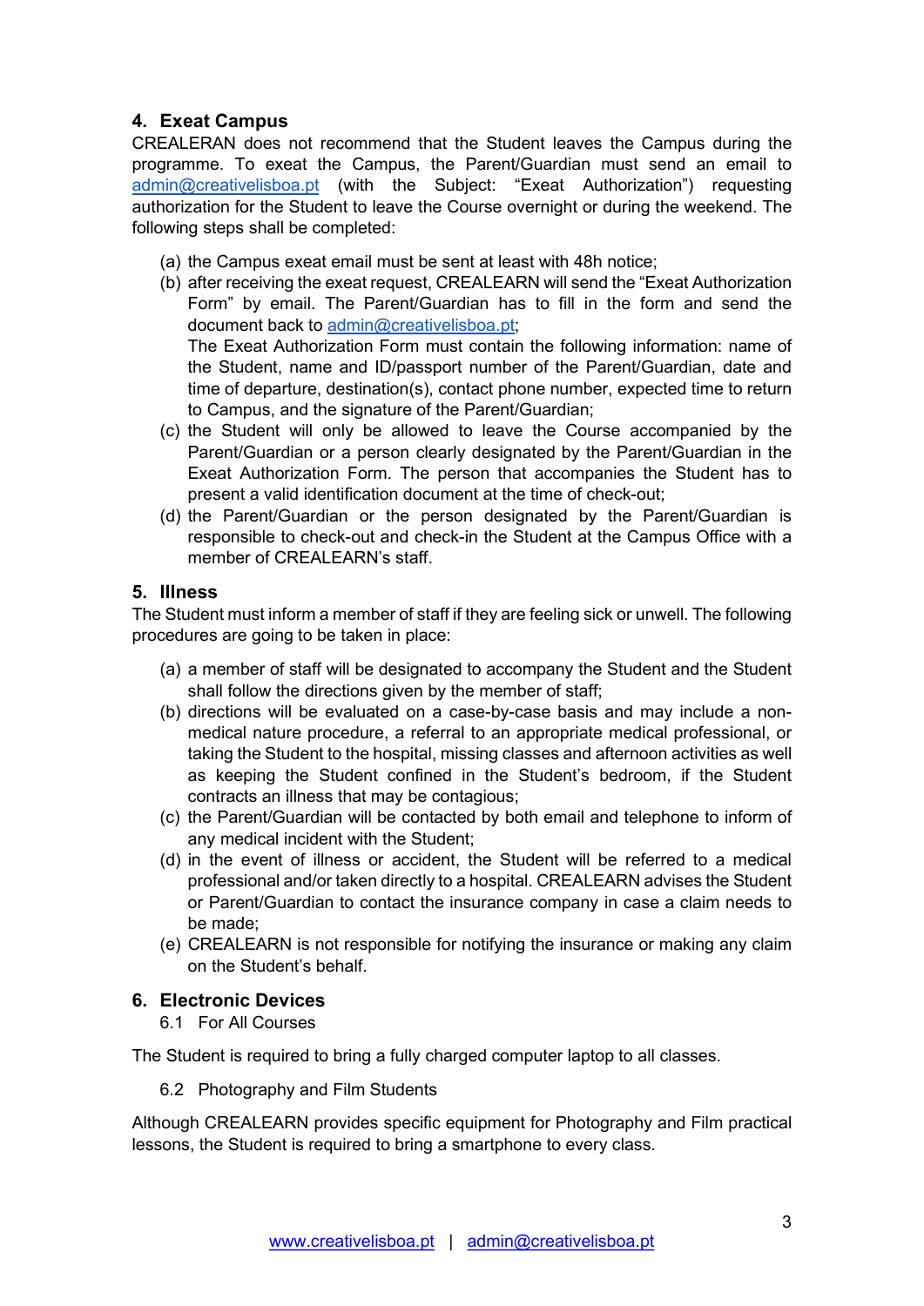## 4. Exeat Campus

CREALERAN does not recommend that the Student leaves the Campus during the programme. To exeat the Campus, the Parent/Guardian must send an email to admin@creativelisboa.pt (with the Subject: "Exeat Authorization") requesting authorization for the Student to leave the Course overnight or during the weekend. The following steps shall be completed:

(a) the Campus exeat email must be sent at least with 48h notice;

(b) after receiving the exeat request, CREALEARN will send the "Exeat Authorization Form" by email. The Parent/Guardian has to fill in the form and send the document back to admin@creativelisboa.pt;
The Exeat Authorization Form must contain the following information: name of the Student, name and ID/passport number of the Parent/Guardian, date and time of departure, destination(s), contact phone number, expected time to return to Campus, and the signature of the Parent/Guardian;

(c) the Student will only be allowed to leave the Course accompanied by the Parent/Guardian or a person clearly designated by the Parent/Guardian in the Exeat Authorization Form. The person that accompanies the Student has to present a valid identification document at the time of check-out;

(d) the Parent/Guardian or the person designated by the Parent/Guardian is responsible to check-out and check-in the Student at the Campus Office with a member of CREALEARN's staff.

## 5. Illness

The Student must inform a member of staff if they are feeling sick or unwell. The following procedures are going to be taken in place:

(a) a member of staff will be designated to accompany the Student and the Student shall follow the directions given by the member of staff;

(b) directions will be evaluated on a case-by-case basis and may include a non-medical nature procedure, a referral to an appropriate medical professional, or taking the Student to the hospital, missing classes and afternoon activities as well as keeping the Student confined in the Student's bedroom, if the Student contracts an illness that may be contagious;

(c) the Parent/Guardian will be contacted by both email and telephone to inform of any medical incident with the Student;

(d) in the event of illness or accident, the Student will be referred to a medical professional and/or taken directly to a hospital. CREALEARN advises the Student or Parent/Guardian to contact the insurance company in case a claim needs to be made;

(e) CREALEARN is not responsible for notifying the insurance or making any claim on the Student's behalf.

## 6. Electronic Devices

### 6.1 For All Courses

The Student is required to bring a fully charged computer laptop to all classes.

### 6.2 Photography and Film Students

Although CREALEARN provides specific equipment for Photography and Film practical lessons, the Student is required to bring a smartphone to every class.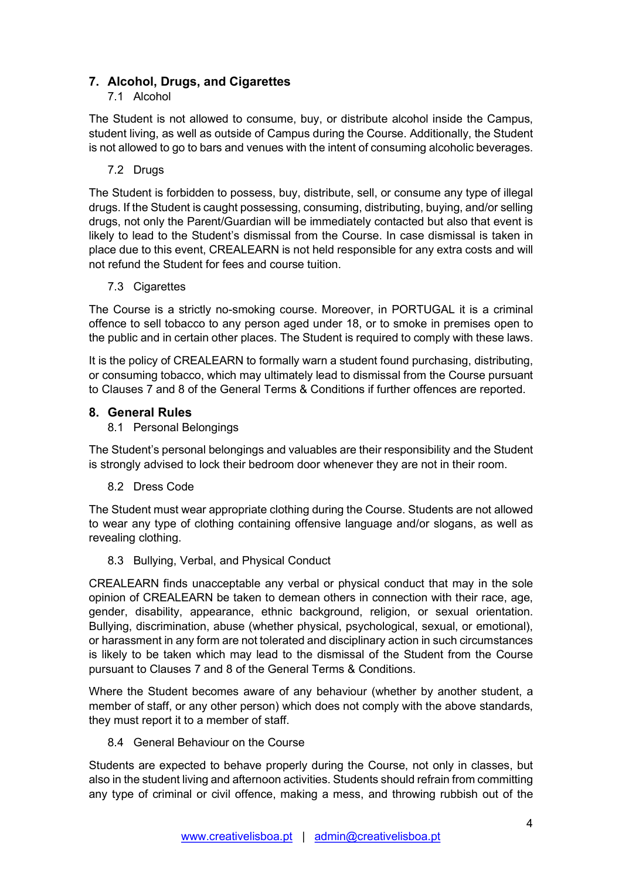## 7. Alcohol, Drugs, and Cigarettes

### 7.1 Alcohol

The Student is not allowed to consume, buy, or distribute alcohol inside the Campus, student living, as well as outside of Campus during the Course. Additionally, the Student is not allowed to go to bars and venues with the intent of consuming alcoholic beverages.

### 7.2 Drugs

The Student is forbidden to possess, buy, distribute, sell, or consume any type of illegal drugs. If the Student is caught possessing, consuming, distributing, buying, and/or selling drugs, not only the Parent/Guardian will be immediately contacted but also that event is likely to lead to the Student's dismissal from the Course. In case dismissal is taken in place due to this event, CREALEARN is not held responsible for any extra costs and will not refund the Student for fees and course tuition.

### 7.3 Cigarettes

The Course is a strictly no-smoking course. Moreover, in PORTUGAL it is a criminal offence to sell tobacco to any person aged under 18, or to smoke in premises open to the public and in certain other places. The Student is required to comply with these laws.

It is the policy of CREALEARN to formally warn a student found purchasing, distributing, or consuming tobacco, which may ultimately lead to dismissal from the Course pursuant to Clauses 7 and 8 of the General Terms & Conditions if further offences are reported.

## 8. General Rules

### 8.1 Personal Belongings

The Student's personal belongings and valuables are their responsibility and the Student is strongly advised to lock their bedroom door whenever they are not in their room.

### 8.2 Dress Code

The Student must wear appropriate clothing during the Course. Students are not allowed to wear any type of clothing containing offensive language and/or slogans, as well as revealing clothing.

### 8.3 Bullying, Verbal, and Physical Conduct

CREALEARN finds unacceptable any verbal or physical conduct that may in the sole opinion of CREALEARN be taken to demean others in connection with their race, age, gender, disability, appearance, ethnic background, religion, or sexual orientation. Bullying, discrimination, abuse (whether physical, psychological, sexual, or emotional), or harassment in any form are not tolerated and disciplinary action in such circumstances is likely to be taken which may lead to the dismissal of the Student from the Course pursuant to Clauses 7 and 8 of the General Terms & Conditions.

Where the Student becomes aware of any behaviour (whether by another student, a member of staff, or any other person) which does not comply with the above standards, they must report it to a member of staff.

### 8.4 General Behaviour on the Course

Students are expected to behave properly during the Course, not only in classes, but also in the student living and afternoon activities. Students should refrain from committing any type of criminal or civil offence, making a mess, and throwing rubbish out of the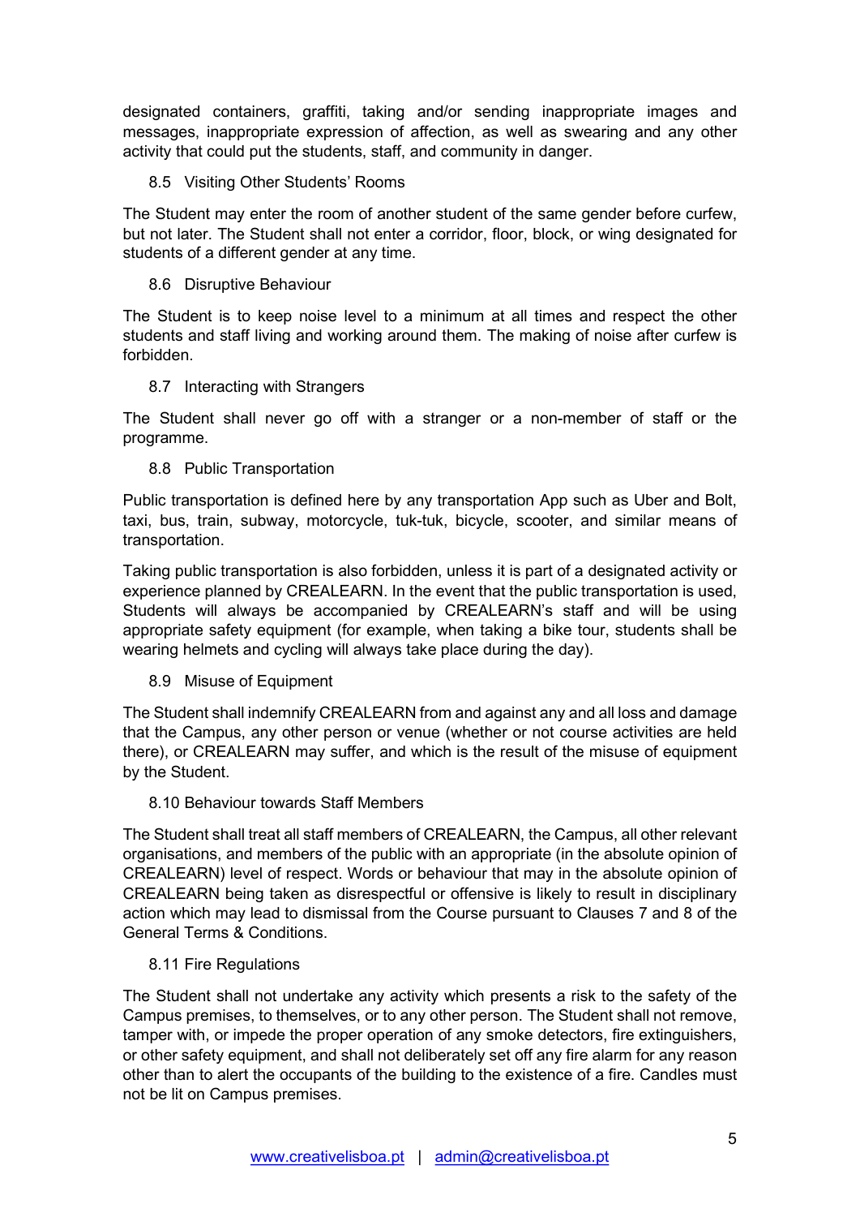designated containers, graffiti, taking and/or sending inappropriate images and messages, inappropriate expression of affection, as well as swearing and any other activity that could put the students, staff, and community in danger.

### 8.5 Visiting Other Students' Rooms

The Student may enter the room of another student of the same gender before curfew, but not later. The Student shall not enter a corridor, floor, block, or wing designated for students of a different gender at any time.

### 8.6 Disruptive Behaviour

The Student is to keep noise level to a minimum at all times and respect the other students and staff living and working around them. The making of noise after curfew is forbidden.

### 8.7 Interacting with Strangers

The Student shall never go off with a stranger or a non-member of staff or the programme.

### 8.8 Public Transportation

Public transportation is defined here by any transportation App such as Uber and Bolt, taxi, bus, train, subway, motorcycle, tuk-tuk, bicycle, scooter, and similar means of transportation.

Taking public transportation is also forbidden, unless it is part of a designated activity or experience planned by CREALEARN. In the event that the public transportation is used, Students will always be accompanied by CREALEARN's staff and will be using appropriate safety equipment (for example, when taking a bike tour, students shall be wearing helmets and cycling will always take place during the day).

### 8.9 Misuse of Equipment

The Student shall indemnify CREALEARN from and against any and all loss and damage that the Campus, any other person or venue (whether or not course activities are held there), or CREALEARN may suffer, and which is the result of the misuse of equipment by the Student.

### 8.10 Behaviour towards Staff Members

The Student shall treat all staff members of CREALEARN, the Campus, all other relevant organisations, and members of the public with an appropriate (in the absolute opinion of CREALEARN) level of respect. Words or behaviour that may in the absolute opinion of CREALEARN being taken as disrespectful or offensive is likely to result in disciplinary action which may lead to dismissal from the Course pursuant to Clauses 7 and 8 of the General Terms & Conditions.

### 8.11 Fire Regulations

The Student shall not undertake any activity which presents a risk to the safety of the Campus premises, to themselves, or to any other person. The Student shall not remove, tamper with, or impede the proper operation of any smoke detectors, fire extinguishers, or other safety equipment, and shall not deliberately set off any fire alarm for any reason other than to alert the occupants of the building to the existence of a fire. Candles must not be lit on Campus premises.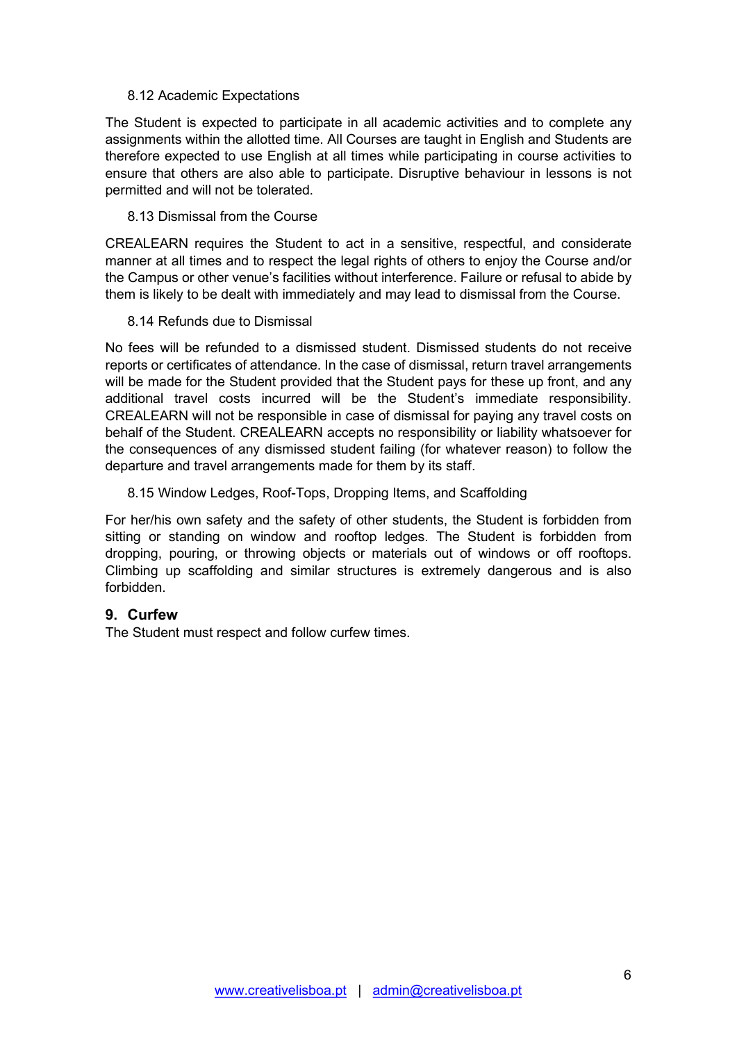### 8.12 Academic Expectations

The Student is expected to participate in all academic activities and to complete any assignments within the allotted time. All Courses are taught in English and Students are therefore expected to use English at all times while participating in course activities to ensure that others are also able to participate. Disruptive behaviour in lessons is not permitted and will not be tolerated.

### 8.13 Dismissal from the Course

CREALEARN requires the Student to act in a sensitive, respectful, and considerate manner at all times and to respect the legal rights of others to enjoy the Course and/or the Campus or other venue's facilities without interference. Failure or refusal to abide by them is likely to be dealt with immediately and may lead to dismissal from the Course.

### 8.14 Refunds due to Dismissal

No fees will be refunded to a dismissed student. Dismissed students do not receive reports or certificates of attendance. In the case of dismissal, return travel arrangements will be made for the Student provided that the Student pays for these up front, and any additional travel costs incurred will be the Student's immediate responsibility. CREALEARN will not be responsible in case of dismissal for paying any travel costs on behalf of the Student. CREALEARN accepts no responsibility or liability whatsoever for the consequences of any dismissed student failing (for whatever reason) to follow the departure and travel arrangements made for them by its staff.

### 8.15 Window Ledges, Roof-Tops, Dropping Items, and Scaffolding

For her/his own safety and the safety of other students, the Student is forbidden from sitting or standing on window and rooftop ledges. The Student is forbidden from dropping, pouring, or throwing objects or materials out of windows or off rooftops. Climbing up scaffolding and similar structures is extremely dangerous and is also forbidden.

## 9. Curfew

The Student must respect and follow curfew times.

www.creativelisboa.pt | admin@creativelisboa.pt